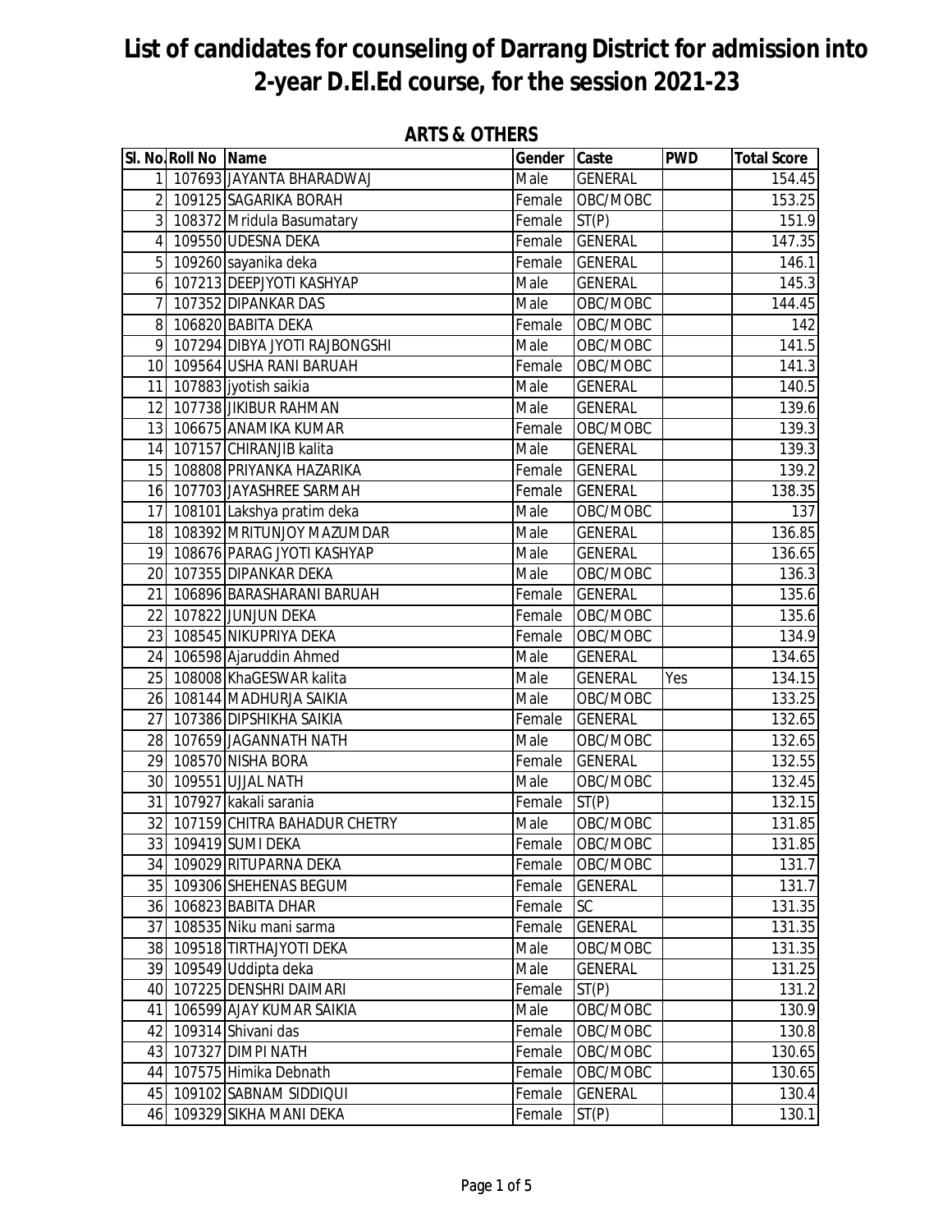# List of candidates for counseling of Darrang District for admission into 2-year D.El.Ed course, for the session 2021-23

## ARTS & OTHERS

| Sl. No. | Roll No | Name | Gender | Caste | PWD | Total Score |
|---|---|---|---|---|---|---|
| 1 | 107693 | JAYANTA BHARADWAJ | Male | GENERAL | | 154.45 |
| 2 | 109125 | SAGARIKA BORAH | Female | OBC/MOBC | | 153.25 |
| 3 | 108372 | Mridula Basumatary | Female | ST(P) | | 151.9 |
| 4 | 109550 | UDESNA DEKA | Female | GENERAL | | 147.35 |
| 5 | 109260 | sayanika deka | Female | GENERAL | | 146.1 |
| 6 | 107213 | DEEPJYOTI KASHYAP | Male | GENERAL | | 145.3 |
| 7 | 107352 | DIPANKAR DAS | Male | OBC/MOBC | | 144.45 |
| 8 | 106820 | BABITA DEKA | Female | OBC/MOBC | | 142 |
| 9 | 107294 | DIBYA JYOTI RAJBONGSHI | Male | OBC/MOBC | | 141.5 |
| 10 | 109564 | USHA RANI BARUAH | Female | OBC/MOBC | | 141.3 |
| 11 | 107883 | jyotish saikia | Male | GENERAL | | 140.5 |
| 12 | 107738 | JIKIBUR RAHMAN | Male | GENERAL | | 139.6 |
| 13 | 106675 | ANAMIKA KUMAR | Female | OBC/MOBC | | 139.3 |
| 14 | 107157 | CHIRANJIB kalita | Male | GENERAL | | 139.3 |
| 15 | 108808 | PRIYANKA HAZARIKA | Female | GENERAL | | 139.2 |
| 16 | 107703 | JAYASHREE SARMAH | Female | GENERAL | | 138.35 |
| 17 | 108101 | Lakshya pratim deka | Male | OBC/MOBC | | 137 |
| 18 | 108392 | MRITUNJOY MAZUMDAR | Male | GENERAL | | 136.85 |
| 19 | 108676 | PARAG JYOTI KASHYAP | Male | GENERAL | | 136.65 |
| 20 | 107355 | DIPANKAR DEKA | Male | OBC/MOBC | | 136.3 |
| 21 | 106896 | BARASHARANI BARUAH | Female | GENERAL | | 135.6 |
| 22 | 107822 | JUNJUN DEKA | Female | OBC/MOBC | | 135.6 |
| 23 | 108545 | NIKUPRIYA DEKA | Female | OBC/MOBC | | 134.9 |
| 24 | 106598 | Ajaruddin Ahmed | Male | GENERAL | | 134.65 |
| 25 | 108008 | KhaGESWAR kalita | Male | GENERAL | Yes | 134.15 |
| 26 | 108144 | MADHURJA SAIKIA | Male | OBC/MOBC | | 133.25 |
| 27 | 107386 | DIPSHIKHA SAIKIA | Female | GENERAL | | 132.65 |
| 28 | 107659 | JAGANNATH NATH | Male | OBC/MOBC | | 132.65 |
| 29 | 108570 | NISHA BORA | Female | GENERAL | | 132.55 |
| 30 | 109551 | UJJAL NATH | Male | OBC/MOBC | | 132.45 |
| 31 | 107927 | kakali sarania | Female | ST(P) | | 132.15 |
| 32 | 107159 | CHITRA BAHADUR CHETRY | Male | OBC/MOBC | | 131.85 |
| 33 | 109419 | SUMI DEKA | Female | OBC/MOBC | | 131.85 |
| 34 | 109029 | RITUPARNA DEKA | Female | OBC/MOBC | | 131.7 |
| 35 | 109306 | SHEHENAS BEGUM | Female | GENERAL | | 131.7 |
| 36 | 106823 | BABITA DHAR | Female | SC | | 131.35 |
| 37 | 108535 | Niku mani sarma | Female | GENERAL | | 131.35 |
| 38 | 109518 | TIRTHAJYOTI DEKA | Male | OBC/MOBC | | 131.35 |
| 39 | 109549 | Uddipta deka | Male | GENERAL | | 131.25 |
| 40 | 107225 | DENSHRI DAIMARI | Female | ST(P) | | 131.2 |
| 41 | 106599 | AJAY KUMAR SAIKIA | Male | OBC/MOBC | | 130.9 |
| 42 | 109314 | Shivani das | Female | OBC/MOBC | | 130.8 |
| 43 | 107327 | DIMPI NATH | Female | OBC/MOBC | | 130.65 |
| 44 | 107575 | Himika Debnath | Female | OBC/MOBC | | 130.65 |
| 45 | 109102 | SABNAM SIDDIQUI | Female | GENERAL | | 130.4 |
| 46 | 109329 | SIKHA MANI DEKA | Female | ST(P) | | 130.1 |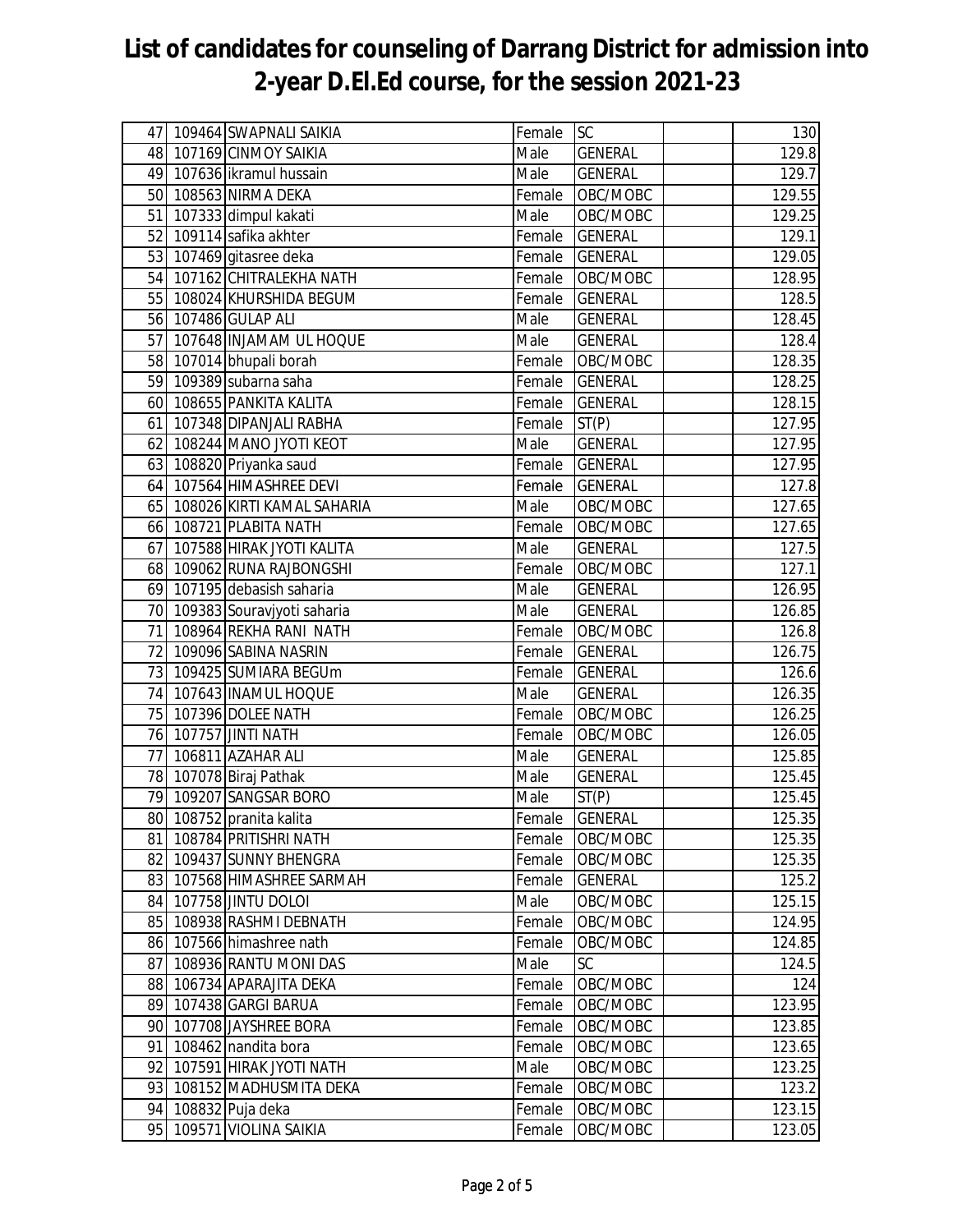# List of candidates for counseling of Darrang District for admission into 2-year D.El.Ed course, for the session 2021-23

| | | | | | | |
|---|---|---|---|---|---|---|
| 47 | 109464 | SWAPNALI SAIKIA | Female | SC | | 130 |
| 48 | 107169 | CINMOY SAIKIA | Male | GENERAL | | 129.8 |
| 49 | 107636 | ikramul hussain | Male | GENERAL | | 129.7 |
| 50 | 108563 | NIRMA DEKA | Female | OBC/MOBC | | 129.55 |
| 51 | 107333 | dimpul kakati | Male | OBC/MOBC | | 129.25 |
| 52 | 109114 | safika akhter | Female | GENERAL | | 129.1 |
| 53 | 107469 | gitasree deka | Female | GENERAL | | 129.05 |
| 54 | 107162 | CHITRALEKHA NATH | Female | OBC/MOBC | | 128.95 |
| 55 | 108024 | KHURSHIDA BEGUM | Female | GENERAL | | 128.5 |
| 56 | 107486 | GULAP ALI | Male | GENERAL | | 128.45 |
| 57 | 107648 | INJAMAM UL HOQUE | Male | GENERAL | | 128.4 |
| 58 | 107014 | bhupali borah | Female | OBC/MOBC | | 128.35 |
| 59 | 109389 | subarna saha | Female | GENERAL | | 128.25 |
| 60 | 108655 | PANKITA KALITA | Female | GENERAL | | 128.15 |
| 61 | 107348 | DIPANJALI RABHA | Female | ST(P) | | 127.95 |
| 62 | 108244 | MANO JYOTI KEOT | Male | GENERAL | | 127.95 |
| 63 | 108820 | Priyanka saud | Female | GENERAL | | 127.95 |
| 64 | 107564 | HIMASHREE DEVI | Female | GENERAL | | 127.8 |
| 65 | 108026 | KIRTI KAMAL SAHARIA | Male | OBC/MOBC | | 127.65 |
| 66 | 108721 | PLABITA NATH | Female | OBC/MOBC | | 127.65 |
| 67 | 107588 | HIRAK JYOTI KALITA | Male | GENERAL | | 127.5 |
| 68 | 109062 | RUNA RAJBONGSHI | Female | OBC/MOBC | | 127.1 |
| 69 | 107195 | debasish saharia | Male | GENERAL | | 126.95 |
| 70 | 109383 | Souravjyoti saharia | Male | GENERAL | | 126.85 |
| 71 | 108964 | REKHA RANI NATH | Female | OBC/MOBC | | 126.8 |
| 72 | 109096 | SABINA NASRIN | Female | GENERAL | | 126.75 |
| 73 | 109425 | SUMIARA BEGUm | Female | GENERAL | | 126.6 |
| 74 | 107643 | INAMUL HOQUE | Male | GENERAL | | 126.35 |
| 75 | 107396 | DOLEE NATH | Female | OBC/MOBC | | 126.25 |
| 76 | 107757 | JINTI NATH | Female | OBC/MOBC | | 126.05 |
| 77 | 106811 | AZAHAR ALI | Male | GENERAL | | 125.85 |
| 78 | 107078 | Biraj Pathak | Male | GENERAL | | 125.45 |
| 79 | 109207 | SANGSAR BORO | Male | ST(P) | | 125.45 |
| 80 | 108752 | pranita kalita | Female | GENERAL | | 125.35 |
| 81 | 108784 | PRITISHRI NATH | Female | OBC/MOBC | | 125.35 |
| 82 | 109437 | SUNNY BHENGRA | Female | OBC/MOBC | | 125.35 |
| 83 | 107568 | HIMASHREE SARMAH | Female | GENERAL | | 125.2 |
| 84 | 107758 | JINTU DOLOI | Male | OBC/MOBC | | 125.15 |
| 85 | 108938 | RASHMI DEBNATH | Female | OBC/MOBC | | 124.95 |
| 86 | 107566 | himashree nath | Female | OBC/MOBC | | 124.85 |
| 87 | 108936 | RANTU MONI DAS | Male | SC | | 124.5 |
| 88 | 106734 | APARAJITA DEKA | Female | OBC/MOBC | | 124 |
| 89 | 107438 | GARGI BARUA | Female | OBC/MOBC | | 123.95 |
| 90 | 107708 | JAYSHREE BORA | Female | OBC/MOBC | | 123.85 |
| 91 | 108462 | nandita bora | Female | OBC/MOBC | | 123.65 |
| 92 | 107591 | HIRAK JYOTI NATH | Male | OBC/MOBC | | 123.25 |
| 93 | 108152 | MADHUSMITA DEKA | Female | OBC/MOBC | | 123.2 |
| 94 | 108832 | Puja deka | Female | OBC/MOBC | | 123.15 |
| 95 | 109571 | VIOLINA SAIKIA | Female | OBC/MOBC | | 123.05 |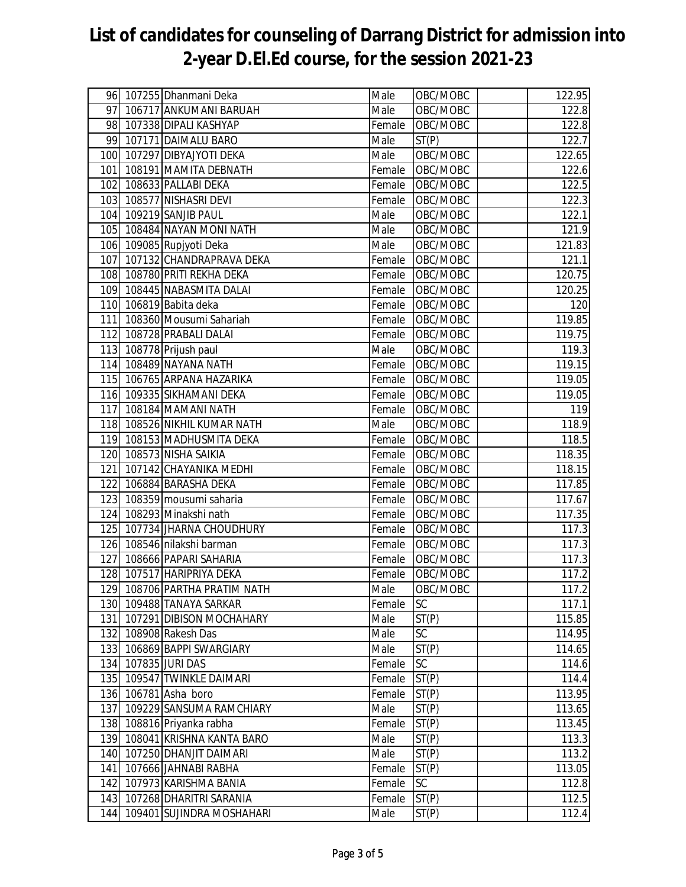# List of candidates for counseling of Darrang District for admission into 2-year D.El.Ed course, for the session 2021-23

| | | | | | | |
|---|---|---|---|---|---|---|
| 96 | 107255 | Dhanmani Deka | Male | OBC/MOBC | | 122.95 |
| 97 | 106717 | ANKUMANI BARUAH | Male | OBC/MOBC | | 122.8 |
| 98 | 107338 | DIPALI KASHYAP | Female | OBC/MOBC | | 122.8 |
| 99 | 107171 | DAIMALU BARO | Male | ST(P) | | 122.7 |
| 100 | 107297 | DIBYAJYOTI DEKA | Male | OBC/MOBC | | 122.65 |
| 101 | 108191 | MAMITA DEBNATH | Female | OBC/MOBC | | 122.6 |
| 102 | 108633 | PALLABI DEKA | Female | OBC/MOBC | | 122.5 |
| 103 | 108577 | NISHASRI DEVI | Female | OBC/MOBC | | 122.3 |
| 104 | 109219 | SANJIB PAUL | Male | OBC/MOBC | | 122.1 |
| 105 | 108484 | NAYAN MONI NATH | Male | OBC/MOBC | | 121.9 |
| 106 | 109085 | Rupjyoti Deka | Male | OBC/MOBC | | 121.83 |
| 107 | 107132 | CHANDRAPRAVA DEKA | Female | OBC/MOBC | | 121.1 |
| 108 | 108780 | PRITI REKHA DEKA | Female | OBC/MOBC | | 120.75 |
| 109 | 108445 | NABASMITA DALAI | Female | OBC/MOBC | | 120.25 |
| 110 | 106819 | Babita deka | Female | OBC/MOBC | | 120 |
| 111 | 108360 | Mousumi Sahariah | Female | OBC/MOBC | | 119.85 |
| 112 | 108728 | PRABALI DALAI | Female | OBC/MOBC | | 119.75 |
| 113 | 108778 | Prijush paul | Male | OBC/MOBC | | 119.3 |
| 114 | 108489 | NAYANA NATH | Female | OBC/MOBC | | 119.15 |
| 115 | 106765 | ARPANA HAZARIKA | Female | OBC/MOBC | | 119.05 |
| 116 | 109335 | SIKHAMANI DEKA | Female | OBC/MOBC | | 119.05 |
| 117 | 108184 | MAMANI NATH | Female | OBC/MOBC | | 119 |
| 118 | 108526 | NIKHIL KUMAR NATH | Male | OBC/MOBC | | 118.9 |
| 119 | 108153 | MADHUSMITA DEKA | Female | OBC/MOBC | | 118.5 |
| 120 | 108573 | NISHA SAIKIA | Female | OBC/MOBC | | 118.35 |
| 121 | 107142 | CHAYANIKA MEDHI | Female | OBC/MOBC | | 118.15 |
| 122 | 106884 | BARASHA DEKA | Female | OBC/MOBC | | 117.85 |
| 123 | 108359 | mousumi saharia | Female | OBC/MOBC | | 117.67 |
| 124 | 108293 | Minakshi nath | Female | OBC/MOBC | | 117.35 |
| 125 | 107734 | JHARNA CHOUDHURY | Female | OBC/MOBC | | 117.3 |
| 126 | 108546 | nilakshi barman | Female | OBC/MOBC | | 117.3 |
| 127 | 108666 | PAPARI SAHARIA | Female | OBC/MOBC | | 117.3 |
| 128 | 107517 | HARIPRIYA DEKA | Female | OBC/MOBC | | 117.2 |
| 129 | 108706 | PARTHA PRATIM NATH | Male | OBC/MOBC | | 117.2 |
| 130 | 109488 | TANAYA SARKAR | Female | SC | | 117.1 |
| 131 | 107291 | DIBISON MOCHAHARY | Male | ST(P) | | 115.85 |
| 132 | 108908 | Rakesh Das | Male | SC | | 114.95 |
| 133 | 106869 | BAPPI SWARGIARY | Male | ST(P) | | 114.65 |
| 134 | 107835 | JURI DAS | Female | SC | | 114.6 |
| 135 | 109547 | TWINKLE DAIMARI | Female | ST(P) | | 114.4 |
| 136 | 106781 | Asha boro | Female | ST(P) | | 113.95 |
| 137 | 109229 | SANSUMA RAMCHIARY | Male | ST(P) | | 113.65 |
| 138 | 108816 | Priyanka rabha | Female | ST(P) | | 113.45 |
| 139 | 108041 | KRISHNA KANTA BARO | Male | ST(P) | | 113.3 |
| 140 | 107250 | DHANJIT DAIMARI | Male | ST(P) | | 113.2 |
| 141 | 107666 | JAHNABI RABHA | Female | ST(P) | | 113.05 |
| 142 | 107973 | KARISHMA BANIA | Female | SC | | 112.8 |
| 143 | 107268 | DHARITRI SARANIA | Female | ST(P) | | 112.5 |
| 144 | 109401 | SUJINDRA MOSHAHARI | Male | ST(P) | | 112.4 |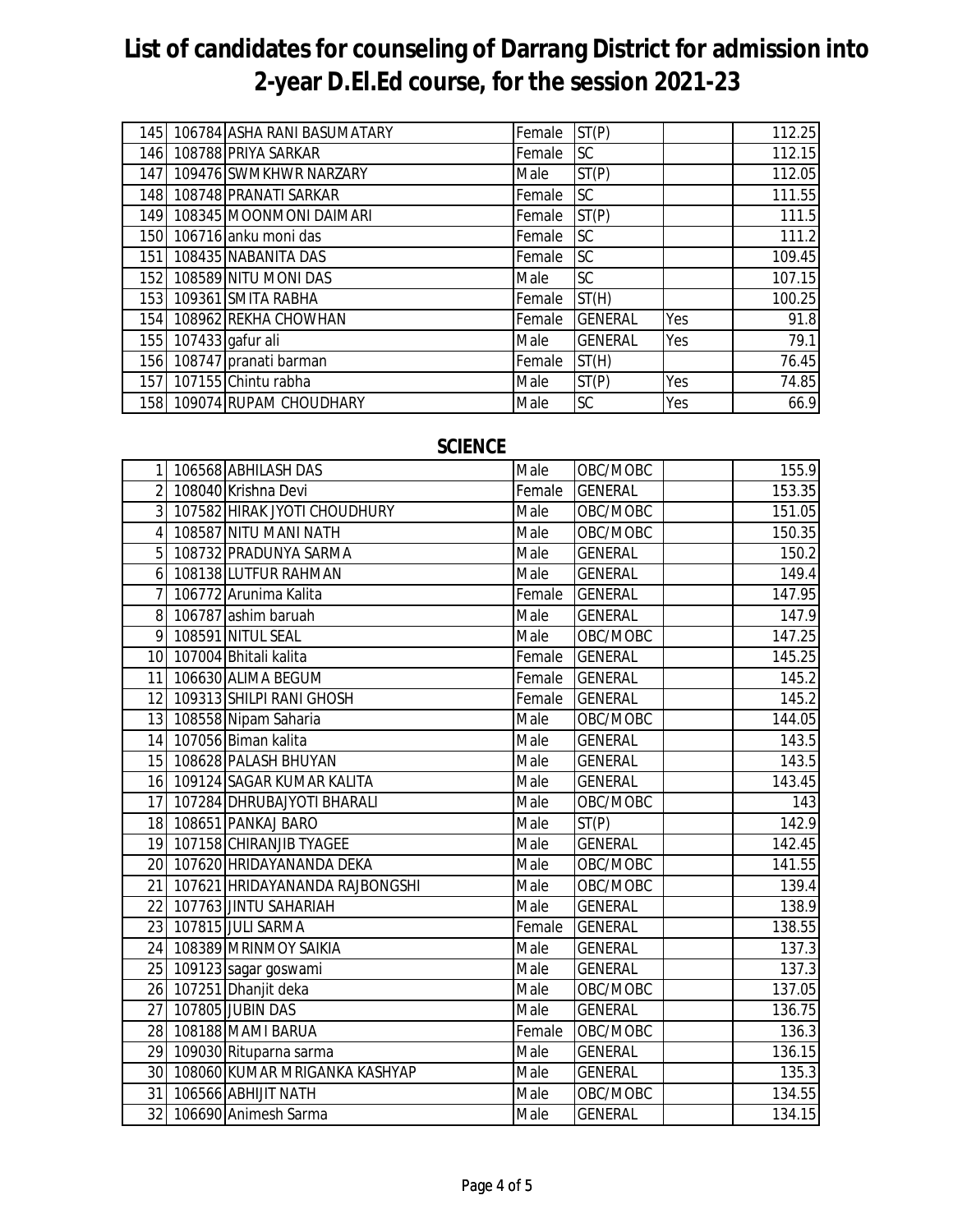# List of candidates for counseling of Darrang District for admission into 2-year D.El.Ed course, for the session 2021-23

| | | | | | | |
|---|---|---|---|---|---|---|
| 145 | 106784 | ASHA RANI BASUMATARY | Female | ST(P) | | 112.25 |
| 146 | 108788 | PRIYA SARKAR | Female | SC | | 112.15 |
| 147 | 109476 | SWMKHWR NARZARY | Male | ST(P) | | 112.05 |
| 148 | 108748 | PRANATI SARKAR | Female | SC | | 111.55 |
| 149 | 108345 | MOONMONI DAIMARI | Female | ST(P) | | 111.5 |
| 150 | 106716 | anku moni das | Female | SC | | 111.2 |
| 151 | 108435 | NABANITA DAS | Female | SC | | 109.45 |
| 152 | 108589 | NITU MONI DAS | Male | SC | | 107.15 |
| 153 | 109361 | SMITA RABHA | Female | ST(H) | | 100.25 |
| 154 | 108962 | REKHA CHOWHAN | Female | GENERAL | Yes | 91.8 |
| 155 | 107433 | gafur ali | Male | GENERAL | Yes | 79.1 |
| 156 | 108747 | pranati barman | Female | ST(H) | | 76.45 |
| 157 | 107155 | Chintu rabha | Male | ST(P) | Yes | 74.85 |
| 158 | 109074 | RUPAM CHOUDHARY | Male | SC | Yes | 66.9 |

## SCIENCE

| | | | | | | |
|---|---|---|---|---|---|---|
| 1 | 106568 | ABHILASH DAS | Male | OBC/MOBC | | 155.9 |
| 2 | 108040 | Krishna Devi | Female | GENERAL | | 153.35 |
| 3 | 107582 | HIRAK JYOTI CHOUDHURY | Male | OBC/MOBC | | 151.05 |
| 4 | 108587 | NITU MANI NATH | Male | OBC/MOBC | | 150.35 |
| 5 | 108732 | PRADUNYA SARMA | Male | GENERAL | | 150.2 |
| 6 | 108138 | LUTFUR RAHMAN | Male | GENERAL | | 149.4 |
| 7 | 106772 | Arunima Kalita | Female | GENERAL | | 147.95 |
| 8 | 106787 | ashim baruah | Male | GENERAL | | 147.9 |
| 9 | 108591 | NITUL SEAL | Male | OBC/MOBC | | 147.25 |
| 10 | 107004 | Bhitali kalita | Female | GENERAL | | 145.25 |
| 11 | 106630 | ALIMA BEGUM | Female | GENERAL | | 145.2 |
| 12 | 109313 | SHILPI RANI GHOSH | Female | GENERAL | | 145.2 |
| 13 | 108558 | Nipam Saharia | Male | OBC/MOBC | | 144.05 |
| 14 | 107056 | Biman kalita | Male | GENERAL | | 143.5 |
| 15 | 108628 | PALASH BHUYAN | Male | GENERAL | | 143.5 |
| 16 | 109124 | SAGAR KUMAR KALITA | Male | GENERAL | | 143.45 |
| 17 | 107284 | DHRUBAJYOTI BHARALI | Male | OBC/MOBC | | 143 |
| 18 | 108651 | PANKAJ BARO | Male | ST(P) | | 142.9 |
| 19 | 107158 | CHIRANJIB TYAGEE | Male | GENERAL | | 142.45 |
| 20 | 107620 | HRIDAYANANDA DEKA | Male | OBC/MOBC | | 141.55 |
| 21 | 107621 | HRIDAYANANDA RAJBONGSHI | Male | OBC/MOBC | | 139.4 |
| 22 | 107763 | JINTU SAHARIAH | Male | GENERAL | | 138.9 |
| 23 | 107815 | JULI SARMA | Female | GENERAL | | 138.55 |
| 24 | 108389 | MRINMOY SAIKIA | Male | GENERAL | | 137.3 |
| 25 | 109123 | sagar goswami | Male | GENERAL | | 137.3 |
| 26 | 107251 | Dhanjit deka | Male | OBC/MOBC | | 137.05 |
| 27 | 107805 | JUBIN DAS | Male | GENERAL | | 136.75 |
| 28 | 108188 | MAMI BARUA | Female | OBC/MOBC | | 136.3 |
| 29 | 109030 | Rituparna sarma | Male | GENERAL | | 136.15 |
| 30 | 108060 | KUMAR MRIGANKA KASHYAP | Male | GENERAL | | 135.3 |
| 31 | 106566 | ABHIJIT NATH | Male | OBC/MOBC | | 134.55 |
| 32 | 106690 | Animesh Sarma | Male | GENERAL | | 134.15 |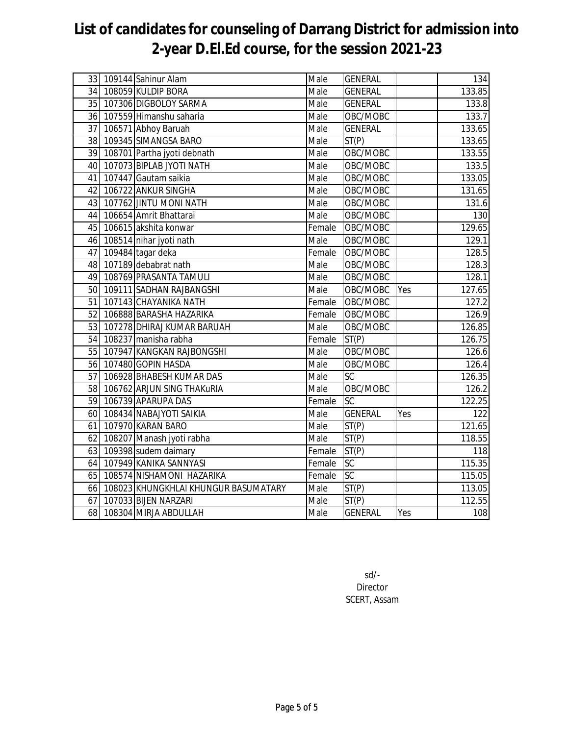# List of candidates for counseling of Darrang District for admission into 2-year D.El.Ed course, for the session 2021-23

| | | | | | | |
|---|---|---|---|---|---|---|
| 33 | 109144 | Sahinur Alam | Male | GENERAL | | 134 |
| 34 | 108059 | KULDIP BORA | Male | GENERAL | | 133.85 |
| 35 | 107306 | DIGBOLOY SARMA | Male | GENERAL | | 133.8 |
| 36 | 107559 | Himanshu saharia | Male | OBC/MOBC | | 133.7 |
| 37 | 106571 | Abhoy Baruah | Male | GENERAL | | 133.65 |
| 38 | 109345 | SIMANGSA BARO | Male | ST(P) | | 133.65 |
| 39 | 108701 | Partha jyoti debnath | Male | OBC/MOBC | | 133.55 |
| 40 | 107073 | BIPLAB JYOTI NATH | Male | OBC/MOBC | | 133.5 |
| 41 | 107447 | Gautam saikia | Male | OBC/MOBC | | 133.05 |
| 42 | 106722 | ANKUR SINGHA | Male | OBC/MOBC | | 131.65 |
| 43 | 107762 | JINTU MONI NATH | Male | OBC/MOBC | | 131.6 |
| 44 | 106654 | Amrit Bhattarai | Male | OBC/MOBC | | 130 |
| 45 | 106615 | akshita konwar | Female | OBC/MOBC | | 129.65 |
| 46 | 108514 | nihar jyoti nath | Male | OBC/MOBC | | 129.1 |
| 47 | 109484 | tagar deka | Female | OBC/MOBC | | 128.5 |
| 48 | 107189 | debabrat nath | Male | OBC/MOBC | | 128.3 |
| 49 | 108769 | PRASANTA TAMULI | Male | OBC/MOBC | | 128.1 |
| 50 | 109111 | SADHAN RAJBANGSHI | Male | OBC/MOBC | Yes | 127.65 |
| 51 | 107143 | CHAYANIKA NATH | Female | OBC/MOBC | | 127.2 |
| 52 | 106888 | BARASHA HAZARIKA | Female | OBC/MOBC | | 126.9 |
| 53 | 107278 | DHIRAJ KUMAR BARUAH | Male | OBC/MOBC | | 126.85 |
| 54 | 108237 | manisha rabha | Female | ST(P) | | 126.75 |
| 55 | 107947 | KANGKAN RAJBONGSHI | Male | OBC/MOBC | | 126.6 |
| 56 | 107480 | GOPIN HASDA | Male | OBC/MOBC | | 126.4 |
| 57 | 106928 | BHABESH KUMAR DAS | Male | SC | | 126.35 |
| 58 | 106762 | ARJUN SING THAKuRIA | Male | OBC/MOBC | | 126.2 |
| 59 | 106739 | APARUPA DAS | Female | SC | | 122.25 |
| 60 | 108434 | NABAJYOTI SAIKIA | Male | GENERAL | Yes | 122 |
| 61 | 107970 | KARAN BARO | Male | ST(P) | | 121.65 |
| 62 | 108207 | Manash jyoti rabha | Male | ST(P) | | 118.55 |
| 63 | 109398 | sudem daimary | Female | ST(P) | | 118 |
| 64 | 107949 | KANIKA SANNYASI | Female | SC | | 115.35 |
| 65 | 108574 | NISHAMONI HAZARIKA | Female | SC | | 115.05 |
| 66 | 108023 | KHUNGKHLAI KHUNGUR BASUMATARY | Male | ST(P) | | 113.05 |
| 67 | 107033 | BIJEN NARZARI | Male | ST(P) | | 112.55 |
| 68 | 108304 | MIRJA ABDULLAH | Male | GENERAL | Yes | 108 |

sd/-
Director
SCERT, Assam